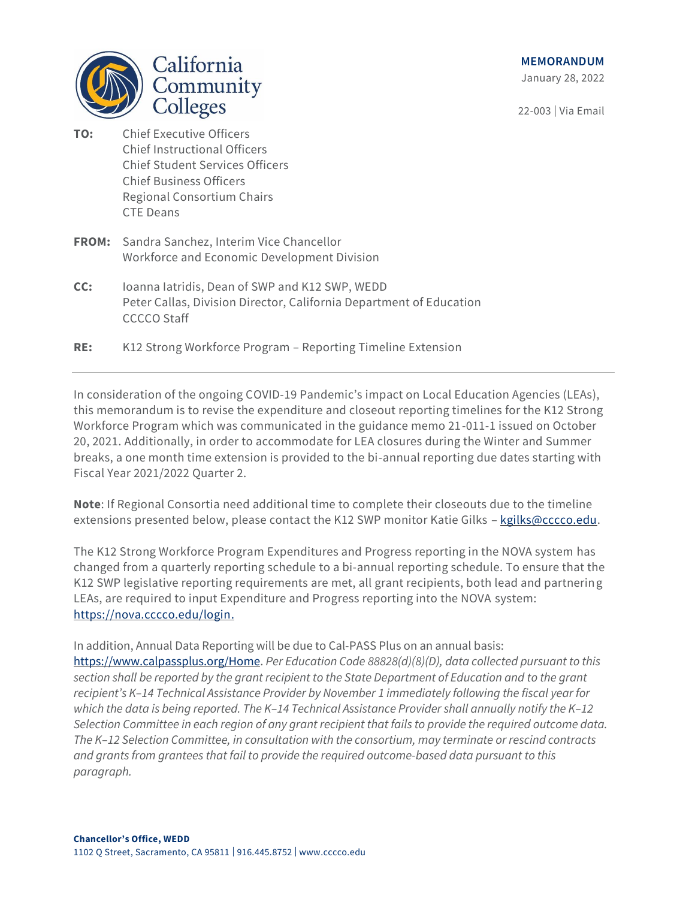California Community Colleges

**MEMORANDUM**

January 28, 2022

22-003 | Via Email

**TO:** Chief Executive Officers
Chief Instructional Officers
Chief Student Services Officers
Chief Business Officers
Regional Consortium Chairs
CTE Deans

**FROM:** Sandra Sanchez, Interim Vice Chancellor
Workforce and Economic Development Division

**CC:** Ioanna Iatridis, Dean of SWP and K12 SWP, WEDD
Peter Callas, Division Director, California Department of Education
CCCCO Staff

**RE:** K12 Strong Workforce Program – Reporting Timeline Extension

---

In consideration of the ongoing COVID-19 Pandemic's impact on Local Education Agencies (LEAs), this memorandum is to revise the expenditure and closeout reporting timelines for the K12 Strong Workforce Program which was communicated in the guidance memo 21-011-1 issued on October 20, 2021. Additionally, in order to accommodate for LEA closures during the Winter and Summer breaks, a one month time extension is provided to the bi-annual reporting due dates starting with Fiscal Year 2021/2022 Quarter 2.

**Note**: If Regional Consortia need additional time to complete their closeouts due to the timeline extensions presented below, please contact the K12 SWP monitor Katie Gilks – [kgilks@cccco.edu](mailto:kgilks@cccco.edu).

The K12 Strong Workforce Program Expenditures and Progress reporting in the NOVA system has changed from a quarterly reporting schedule to a bi-annual reporting schedule. To ensure that the K12 SWP legislative reporting requirements are met, all grant recipients, both lead and partnering LEAs, are required to input Expenditure and Progress reporting into the NOVA system: [https://nova.cccco.edu/login](https://nova.cccco.edu/login).

In addition, Annual Data Reporting will be due to Cal-PASS Plus on an annual basis: [https://www.calpassplus.org/Home](https://www.calpassplus.org/Home). *Per Education Code 88828(d)(8)(D), data collected pursuant to this section shall be reported by the grant recipient to the State Department of Education and to the grant recipient's K–14 Technical Assistance Provider by November 1 immediately following the fiscal year for which the data is being reported. The K–14 Technical Assistance Provider shall annually notify the K–12 Selection Committee in each region of any grant recipient that fails to provide the required outcome data. The K–12 Selection Committee, in consultation with the consortium, may terminate or rescind contracts and grants from grantees that fail to provide the required outcome-based data pursuant to this paragraph.*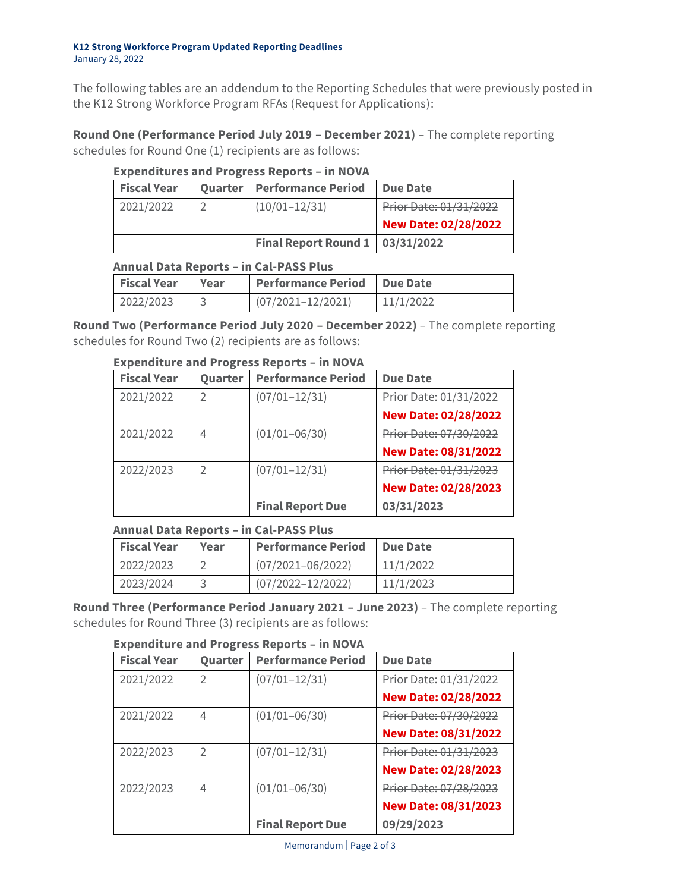**K12 Strong Workforce Program Updated Reporting Deadlines**
January 28, 2022

The following tables are an addendum to the Reporting Schedules that were previously posted in the K12 Strong Workforce Program RFAs (Request for Applications):

**Round One (Performance Period July 2019 – December 2021)** – The complete reporting schedules for Round One (1) recipients are as follows:

**Expenditures and Progress Reports – in NOVA**

| Fiscal Year | Quarter | Performance Period | Due Date |
|---|---|---|---|
| 2021/2022 | 2 | (10/01–12/31) | ~~Prior Date: 01/31/2022~~ **New Date: 02/28/2022** |
| | | **Final Report Round 1** | **03/31/2022** |

**Annual Data Reports – in Cal-PASS Plus**

| Fiscal Year | Year | Performance Period | Due Date |
|---|---|---|---|
| 2022/2023 | 3 | (07/2021–12/2021) | 11/1/2022 |

**Round Two (Performance Period July 2020 – December 2022)** – The complete reporting schedules for Round Two (2) recipients are as follows:

**Expenditure and Progress Reports – in NOVA**

| Fiscal Year | Quarter | Performance Period | Due Date |
|---|---|---|---|
| 2021/2022 | 2 | (07/01–12/31) | ~~Prior Date: 01/31/2022~~ **New Date: 02/28/2022** |
| 2021/2022 | 4 | (01/01–06/30) | ~~Prior Date: 07/30/2022~~ **New Date: 08/31/2022** |
| 2022/2023 | 2 | (07/01–12/31) | ~~Prior Date: 01/31/2023~~ **New Date: 02/28/2023** |
| | | **Final Report Due** | **03/31/2023** |

**Annual Data Reports – in Cal-PASS Plus**

| Fiscal Year | Year | Performance Period | Due Date |
|---|---|---|---|
| 2022/2023 | 2 | (07/2021–06/2022) | 11/1/2022 |
| 2023/2024 | 3 | (07/2022–12/2022) | 11/1/2023 |

**Round Three (Performance Period January 2021 – June 2023)** – The complete reporting schedules for Round Three (3) recipients are as follows:

**Expenditure and Progress Reports – in NOVA**

| Fiscal Year | Quarter | Performance Period | Due Date |
|---|---|---|---|
| 2021/2022 | 2 | (07/01–12/31) | ~~Prior Date: 01/31/2022~~ **New Date: 02/28/2022** |
| 2021/2022 | 4 | (01/01–06/30) | ~~Prior Date: 07/30/2022~~ **New Date: 08/31/2022** |
| 2022/2023 | 2 | (07/01–12/31) | ~~Prior Date: 01/31/2023~~ **New Date: 02/28/2023** |
| 2022/2023 | 4 | (01/01–06/30) | ~~Prior Date: 07/28/2023~~ **New Date: 08/31/2023** |
| | | **Final Report Due** | **09/29/2023** |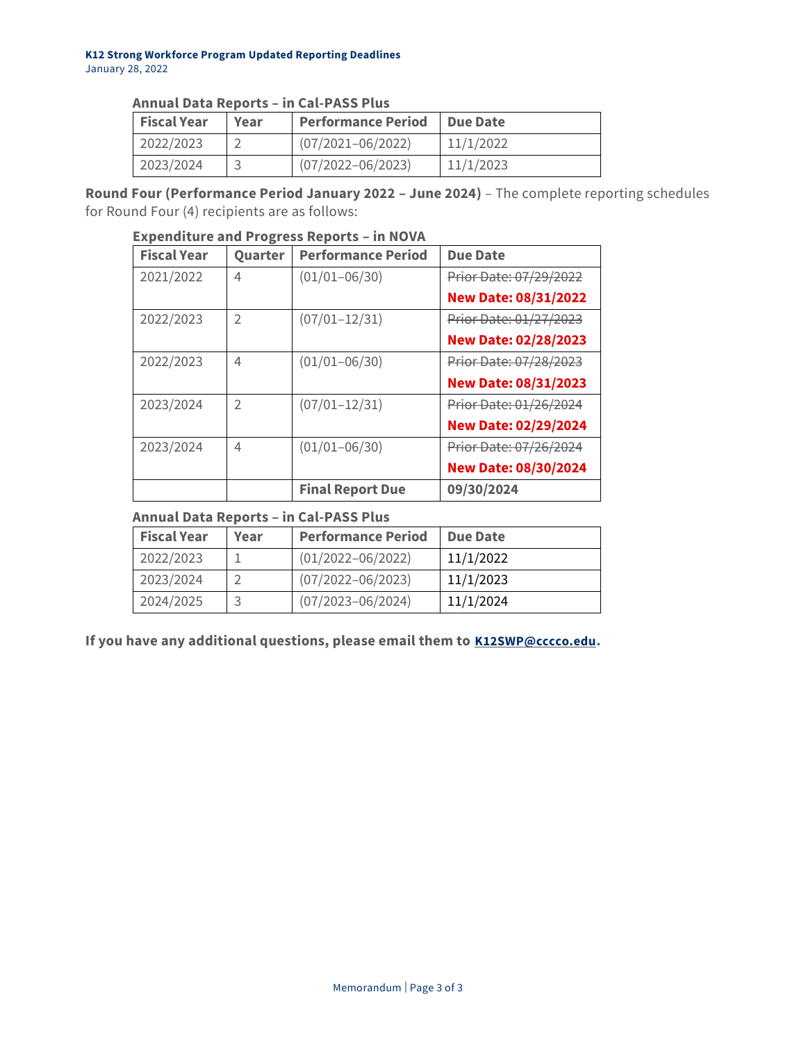**Annual Data Reports – in Cal-PASS Plus**

| Fiscal Year | Year | Performance Period | Due Date |
|---|---|---|---|
| 2022/2023 | 2 | (07/2021–06/2022) | 11/1/2022 |
| 2023/2024 | 3 | (07/2022–06/2023) | 11/1/2023 |

**Round Four (Performance Period January 2022 – June 2024)** – The complete reporting schedules for Round Four (4) recipients are as follows:

**Expenditure and Progress Reports – in NOVA**

| Fiscal Year | Quarter | Performance Period | Due Date |
|---|---|---|---|
| 2021/2022 | 4 | (01/01–06/30) | ~~Prior Date: 07/29/2022~~ **New Date: 08/31/2022** |
| 2022/2023 | 2 | (07/01–12/31) | ~~Prior Date: 01/27/2023~~ **New Date: 02/28/2023** |
| 2022/2023 | 4 | (01/01–06/30) | ~~Prior Date: 07/28/2023~~ **New Date: 08/31/2023** |
| 2023/2024 | 2 | (07/01–12/31) | ~~Prior Date: 01/26/2024~~ **New Date: 02/29/2024** |
| 2023/2024 | 4 | (01/01–06/30) | ~~Prior Date: 07/26/2024~~ **New Date: 08/30/2024** |
| | | **Final Report Due** | **09/30/2024** |

**Annual Data Reports – in Cal-PASS Plus**

| Fiscal Year | Year | Performance Period | Due Date |
|---|---|---|---|
| 2022/2023 | 1 | (01/2022–06/2022) | 11/1/2022 |
| 2023/2024 | 2 | (07/2022–06/2023) | 11/1/2023 |
| 2024/2025 | 3 | (07/2023–06/2024) | 11/1/2024 |

**If you have any additional questions, please email them to [K12SWP@cccco.edu](mailto:K12SWP@cccco.edu).**